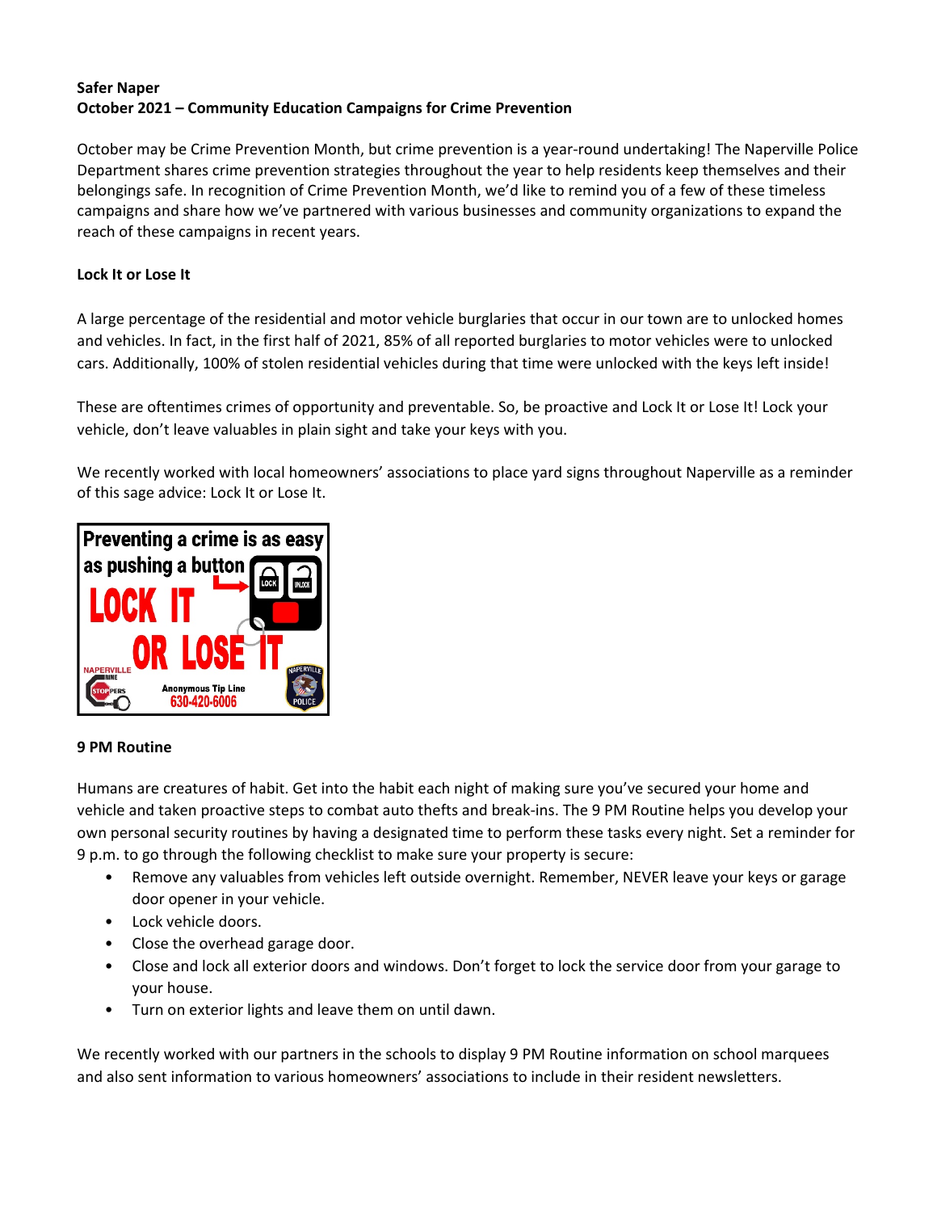**Safer Naper**
**October 2021 – Community Education Campaigns for Crime Prevention**

October may be Crime Prevention Month, but crime prevention is a year-round undertaking! The Naperville Police Department shares crime prevention strategies throughout the year to help residents keep themselves and their belongings safe. In recognition of Crime Prevention Month, we'd like to remind you of a few of these timeless campaigns and share how we've partnered with various businesses and community organizations to expand the reach of these campaigns in recent years.

**Lock It or Lose It**

A large percentage of the residential and motor vehicle burglaries that occur in our town are to unlocked homes and vehicles. In fact, in the first half of 2021, 85% of all reported burglaries to motor vehicles were to unlocked cars. Additionally, 100% of stolen residential vehicles during that time were unlocked with the keys left inside!

These are oftentimes crimes of opportunity and preventable. So, be proactive and Lock It or Lose It! Lock your vehicle, don't leave valuables in plain sight and take your keys with you.

We recently worked with local homeowners' associations to place yard signs throughout Naperville as a reminder of this sage advice: Lock It or Lose It.

Preventing a crime is as easy as pushing a button
LOCK IT OR LOSE IT
Anonymous Tip Line 630-420-6006

**9 PM Routine**

Humans are creatures of habit. Get into the habit each night of making sure you've secured your home and vehicle and taken proactive steps to combat auto thefts and break-ins. The 9 PM Routine helps you develop your own personal security routines by having a designated time to perform these tasks every night. Set a reminder for 9 p.m. to go through the following checklist to make sure your property is secure:

- Remove any valuables from vehicles left outside overnight. Remember, NEVER leave your keys or garage door opener in your vehicle.
- Lock vehicle doors.
- Close the overhead garage door.
- Close and lock all exterior doors and windows. Don't forget to lock the service door from your garage to your house.
- Turn on exterior lights and leave them on until dawn.

We recently worked with our partners in the schools to display 9 PM Routine information on school marquees and also sent information to various homeowners' associations to include in their resident newsletters.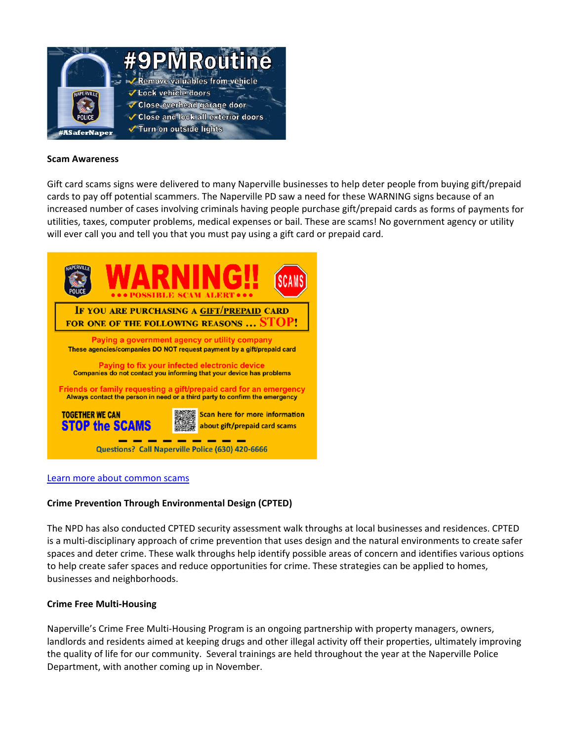**Scam Awareness**

Gift card scams signs were delivered to many Naperville businesses to help deter people from buying gift/prepaid cards to pay off potential scammers. The Naperville PD saw a need for these WARNING signs because of an increased number of cases involving criminals having people purchase gift/prepaid cards as forms of payments for utilities, taxes, computer problems, medical expenses or bail. These are scams! No government agency or utility will ever call you and tell you that you must pay using a gift card or prepaid card.

[Learn more about common scams]

**Crime Prevention Through Environmental Design (CPTED)**

The NPD has also conducted CPTED security assessment walk throughs at local businesses and residences. CPTED is a multi-disciplinary approach of crime prevention that uses design and the natural environments to create safer spaces and deter crime. These walk throughs help identify possible areas of concern and identifies various options to help create safer spaces and reduce opportunities for crime. These strategies can be applied to homes, businesses and neighborhoods.

**Crime Free Multi-Housing**

Naperville's Crime Free Multi-Housing Program is an ongoing partnership with property managers, owners, landlords and residents aimed at keeping drugs and other illegal activity off their properties, ultimately improving the quality of life for our community. Several trainings are held throughout the year at the Naperville Police Department, with another coming up in November.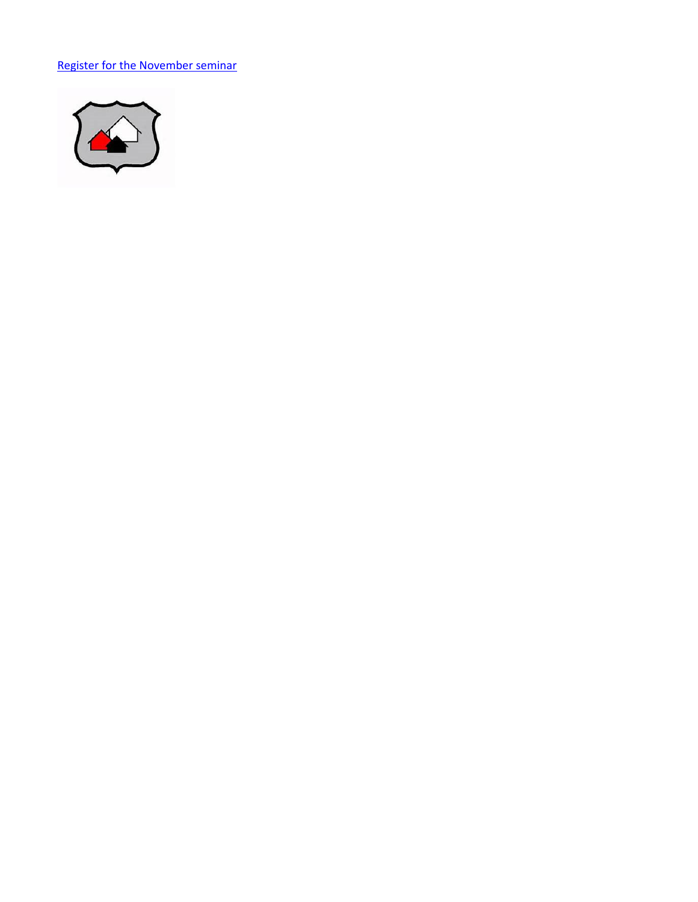Register for the November seminar